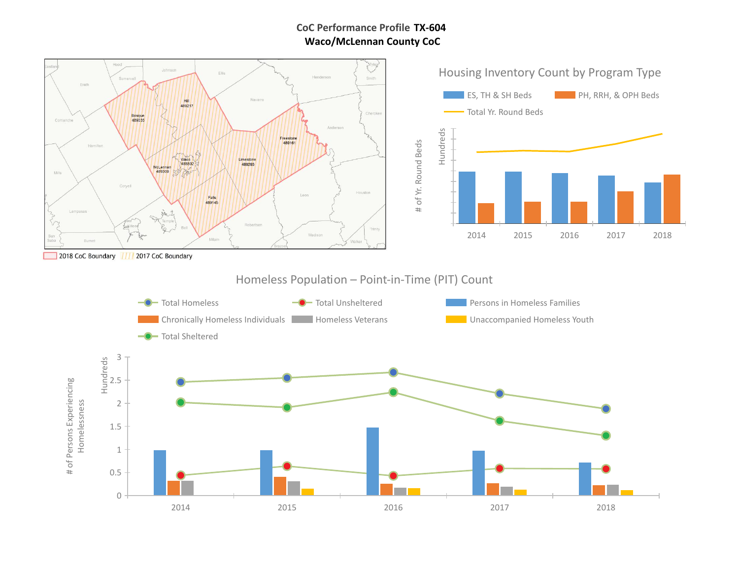# CoC Performance Profile TX-604
## Waco/McLennan County CoC

2018 CoC Boundary   2017 CoC Boundary

### Housing Inventory Count by Program Type

ES, TH & SH Beds   PH, RRH, & OPH Beds   Total Yr. Round Beds

# of Yr. Round Beds (Hundreds)

2014   2015   2016   2017   2018

### Homeless Population – Point-in-Time (PIT) Count

Total Homeless   Total Unsheltered   Persons in Homeless Families   Chronically Homeless Individuals   Homeless Veterans   Unaccompanied Homeless Youth   Total Sheltered

# of Persons Experiencing Homelessness (Hundreds)

0   0.5   1   1.5   2   2.5   3

2014   2015   2016   2017   2018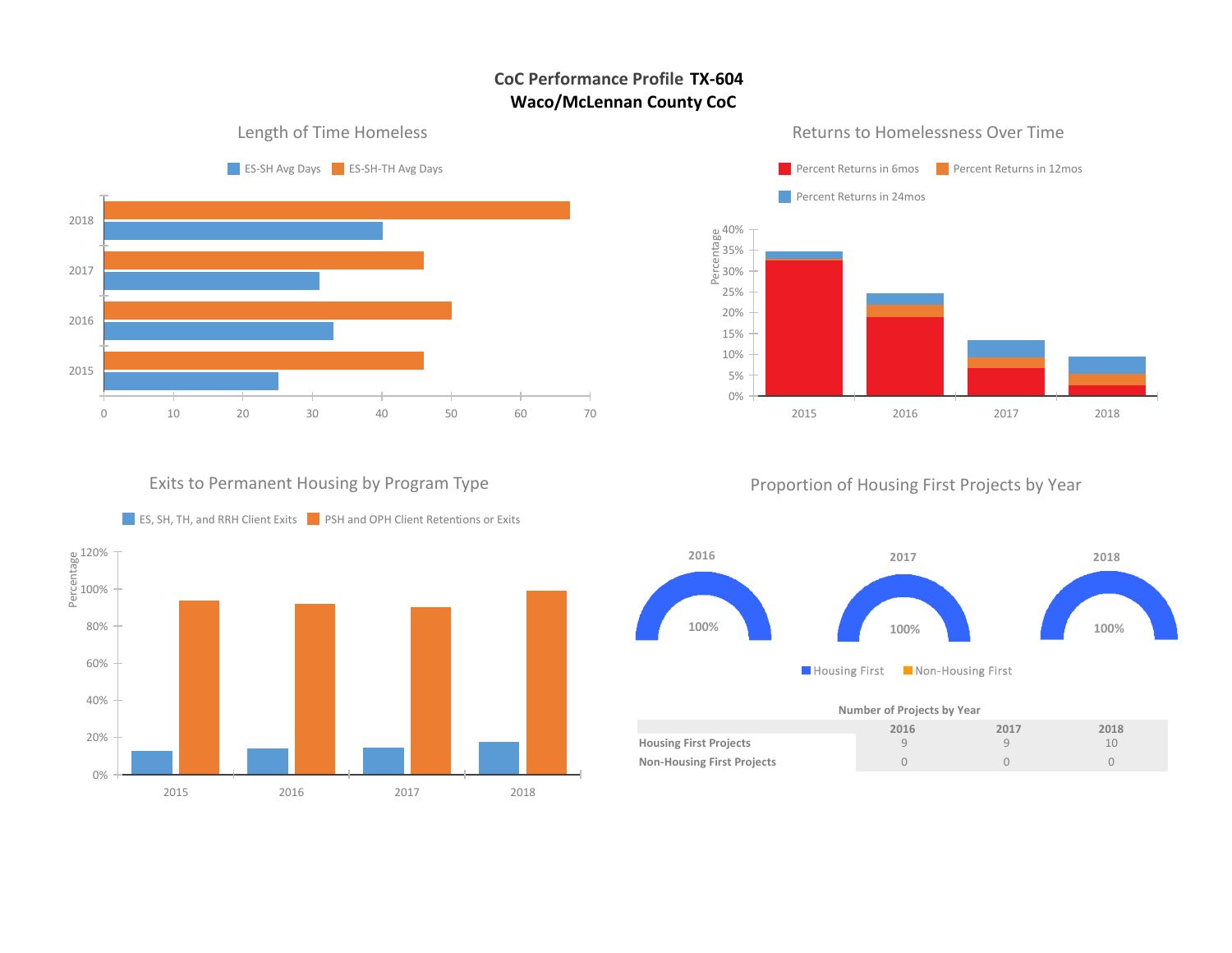# CoC Performance Profile TX-604
## Waco/McLennan County CoC

### Length of Time Homeless

ES-SH Avg Days | ES-SH-TH Avg Days

### Returns to Homelessness Over Time

Percent Returns in 6mos | Percent Returns in 12mos | Percent Returns in 24mos

### Exits to Permanent Housing by Program Type

ES, SH, TH, and RRH Client Exits | PSH and OPH Client Retentions or Exits

### Proportion of Housing First Projects by Year

2016: 100% | 2017: 100% | 2018: 100%

Housing First | Non-Housing First

**Number of Projects by Year**

| | 2016 | 2017 | 2018 |
|---|---|---|---|
| **Housing First Projects** | 9 | 9 | 10 |
| **Non-Housing First Projects** | 0 | 0 | 0 |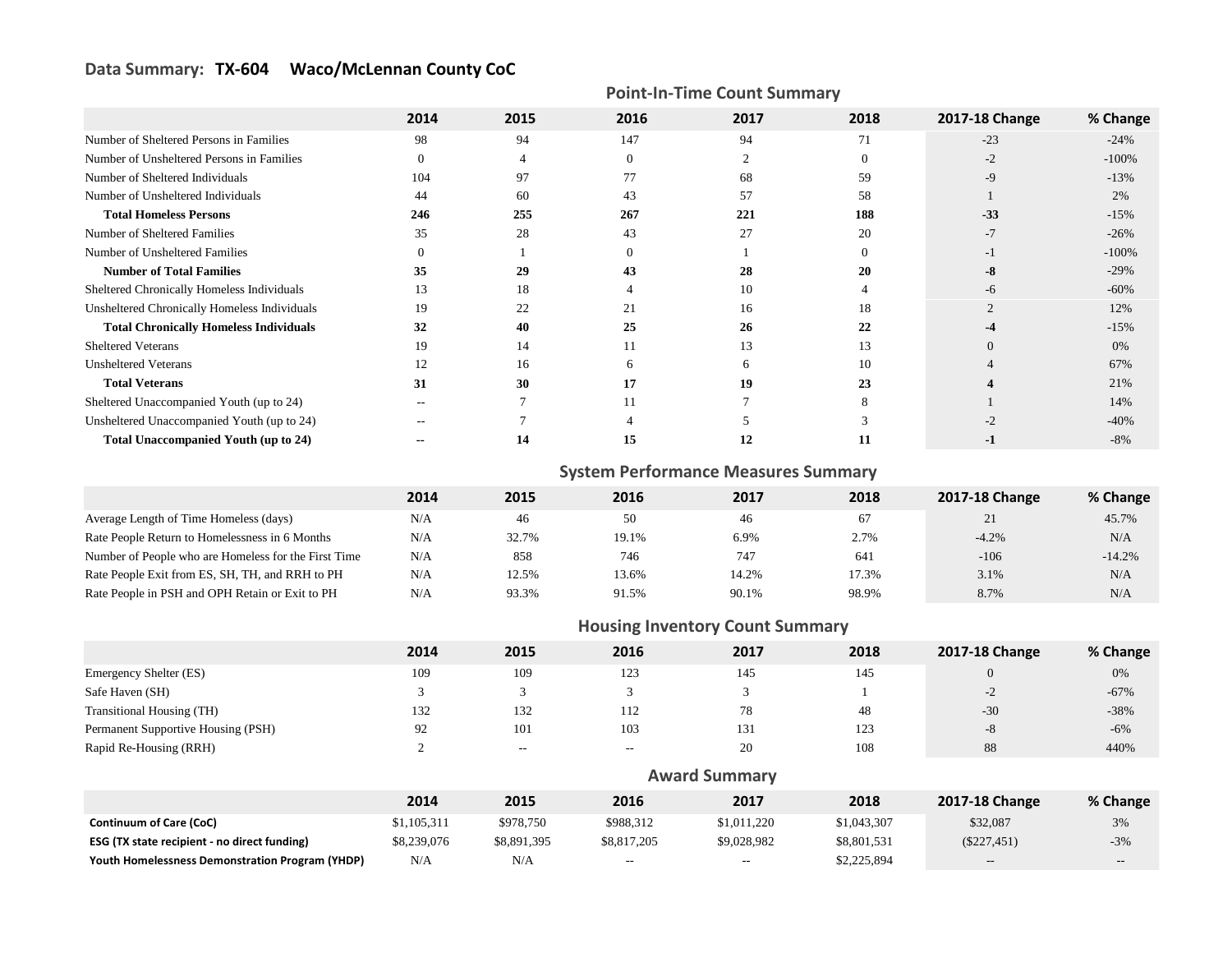## Data Summary: TX-604 Waco/McLennan County CoC

### Point-In-Time Count Summary

| | 2014 | 2015 | 2016 | 2017 | 2018 | 2017-18 Change | % Change |
|---|---|---|---|---|---|---|---|
| Number of Sheltered Persons in Families | 98 | 94 | 147 | 94 | 71 | -23 | -24% |
| Number of Unsheltered Persons in Families | 0 | 4 | 0 | 2 | 0 | -2 | -100% |
| Number of Sheltered Individuals | 104 | 97 | 77 | 68 | 59 | -9 | -13% |
| Number of Unsheltered Individuals | 44 | 60 | 43 | 57 | 58 | 1 | 2% |
| **Total Homeless Persons** | **246** | **255** | **267** | **221** | **188** | **-33** | -15% |
| Number of Sheltered Families | 35 | 28 | 43 | 27 | 20 | -7 | -26% |
| Number of Unsheltered Families | 0 | 1 | 0 | 1 | 0 | -1 | -100% |
| **Number of Total Families** | **35** | **29** | **43** | **28** | **20** | **-8** | -29% |
| Sheltered Chronically Homeless Individuals | 13 | 18 | 4 | 10 | 4 | -6 | -60% |
| Unsheltered Chronically Homeless Individuals | 19 | 22 | 21 | 16 | 18 | 2 | 12% |
| **Total Chronically Homeless Individuals** | **32** | **40** | **25** | **26** | **22** | **-4** | -15% |
| Sheltered Veterans | 19 | 14 | 11 | 13 | 13 | 0 | 0% |
| Unsheltered Veterans | 12 | 16 | 6 | 6 | 10 | 4 | 67% |
| **Total Veterans** | **31** | **30** | **17** | **19** | **23** | **4** | 21% |
| Sheltered Unaccompanied Youth (up to 24) | -- | 7 | 11 | 7 | 8 | 1 | 14% |
| Unsheltered Unaccompanied Youth (up to 24) | -- | 7 | 4 | 5 | 3 | -2 | -40% |
| **Total Unaccompanied Youth (up to 24)** | **--** | **14** | **15** | **12** | **11** | **-1** | -8% |

### System Performance Measures Summary

| | 2014 | 2015 | 2016 | 2017 | 2018 | 2017-18 Change | % Change |
|---|---|---|---|---|---|---|---|
| Average Length of Time Homeless (days) | N/A | 46 | 50 | 46 | 67 | 21 | 45.7% |
| Rate People Return to Homelessness in 6 Months | N/A | 32.7% | 19.1% | 6.9% | 2.7% | -4.2% | N/A |
| Number of People who are Homeless for the First Time | N/A | 858 | 746 | 747 | 641 | -106 | -14.2% |
| Rate People Exit from ES, SH, TH, and RRH to PH | N/A | 12.5% | 13.6% | 14.2% | 17.3% | 3.1% | N/A |
| Rate People in PSH and OPH Retain or Exit to PH | N/A | 93.3% | 91.5% | 90.1% | 98.9% | 8.7% | N/A |

### Housing Inventory Count Summary

| | 2014 | 2015 | 2016 | 2017 | 2018 | 2017-18 Change | % Change |
|---|---|---|---|---|---|---|---|
| Emergency Shelter (ES) | 109 | 109 | 123 | 145 | 145 | 0 | 0% |
| Safe Haven (SH) | 3 | 3 | 3 | 3 | 1 | -2 | -67% |
| Transitional Housing (TH) | 132 | 132 | 112 | 78 | 48 | -30 | -38% |
| Permanent Supportive Housing (PSH) | 92 | 101 | 103 | 131 | 123 | -8 | -6% |
| Rapid Re-Housing (RRH) | 2 | -- | -- | 20 | 108 | 88 | 440% |

### Award Summary

| | 2014 | 2015 | 2016 | 2017 | 2018 | 2017-18 Change | % Change |
|---|---|---|---|---|---|---|---|
| **Continuum of Care (CoC)** | $1,105,311 | $978,750 | $988,312 | $1,011,220 | $1,043,307 | $32,087 | 3% |
| **ESG (TX state recipient - no direct funding)** | $8,239,076 | $8,891,395 | $8,817,205 | $9,028,982 | $8,801,531 | ($227,451) | -3% |
| **Youth Homelessness Demonstration Program (YHDP)** | N/A | N/A | -- | -- | $2,225,894 | -- | -- |